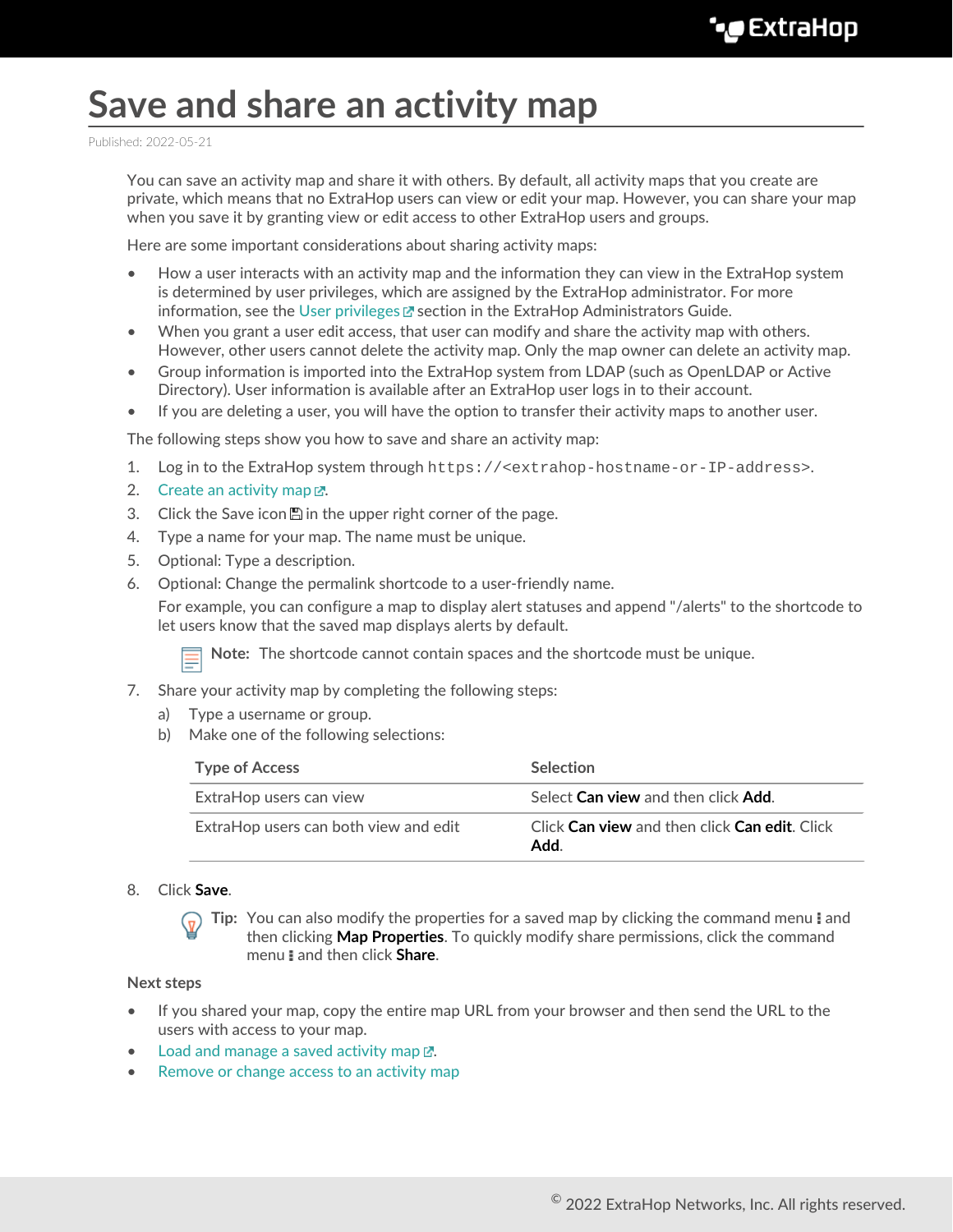# Save and share an activity map

Published: 2022-05-21

You can save an activity map and share it with others. By default, all activity maps that you create are private, which means that no ExtraHop users can view or edit your map. However, you can share your map when you save it by granting view or edit access to other ExtraHop users and groups.

Here are some important considerations about sharing activity maps:

- How a user interacts with an activity map and the information they can view in the ExtraHop system is determined by user privileges, which are assigned by the ExtraHop administrator. For more information, see the User privileges section in the ExtraHop Administrators Guide.
- When you grant a user edit access, that user can modify and share the activity map with others. However, other users cannot delete the activity map. Only the map owner can delete an activity map.
- Group information is imported into the ExtraHop system from LDAP (such as OpenLDAP or Active Directory). User information is available after an ExtraHop user logs in to their account.
- If you are deleting a user, you will have the option to transfer their activity maps to another user.

The following steps show you how to save and share an activity map:

1. Log in to the ExtraHop system through `https://<extrahop-hostname-or-IP-address>`.
2. Create an activity map.
3. Click the Save icon in the upper right corner of the page.
4. Type a name for your map. The name must be unique.
5. Optional: Type a description.
6. Optional: Change the permalink shortcode to a user-friendly name.

   For example, you can configure a map to display alert statuses and append "/alerts" to the shortcode to let users know that the saved map displays alerts by default.

   **Note:** The shortcode cannot contain spaces and the shortcode must be unique.

7. Share your activity map by completing the following steps:
   a) Type a username or group.
   b) Make one of the following selections:

   | Type of Access | Selection |
   | --- | --- |
   | ExtraHop users can view | Select **Can view** and then click **Add**. |
   | ExtraHop users can both view and edit | Click **Can view** and then click **Can edit**. Click **Add**. |

8. Click **Save**.

   **Tip:** You can also modify the properties for a saved map by clicking the command menu and then clicking **Map Properties**. To quickly modify share permissions, click the command menu and then click **Share**.

**Next steps**

- If you shared your map, copy the entire map URL from your browser and then send the URL to the users with access to your map.
- Load and manage a saved activity map.
- Remove or change access to an activity map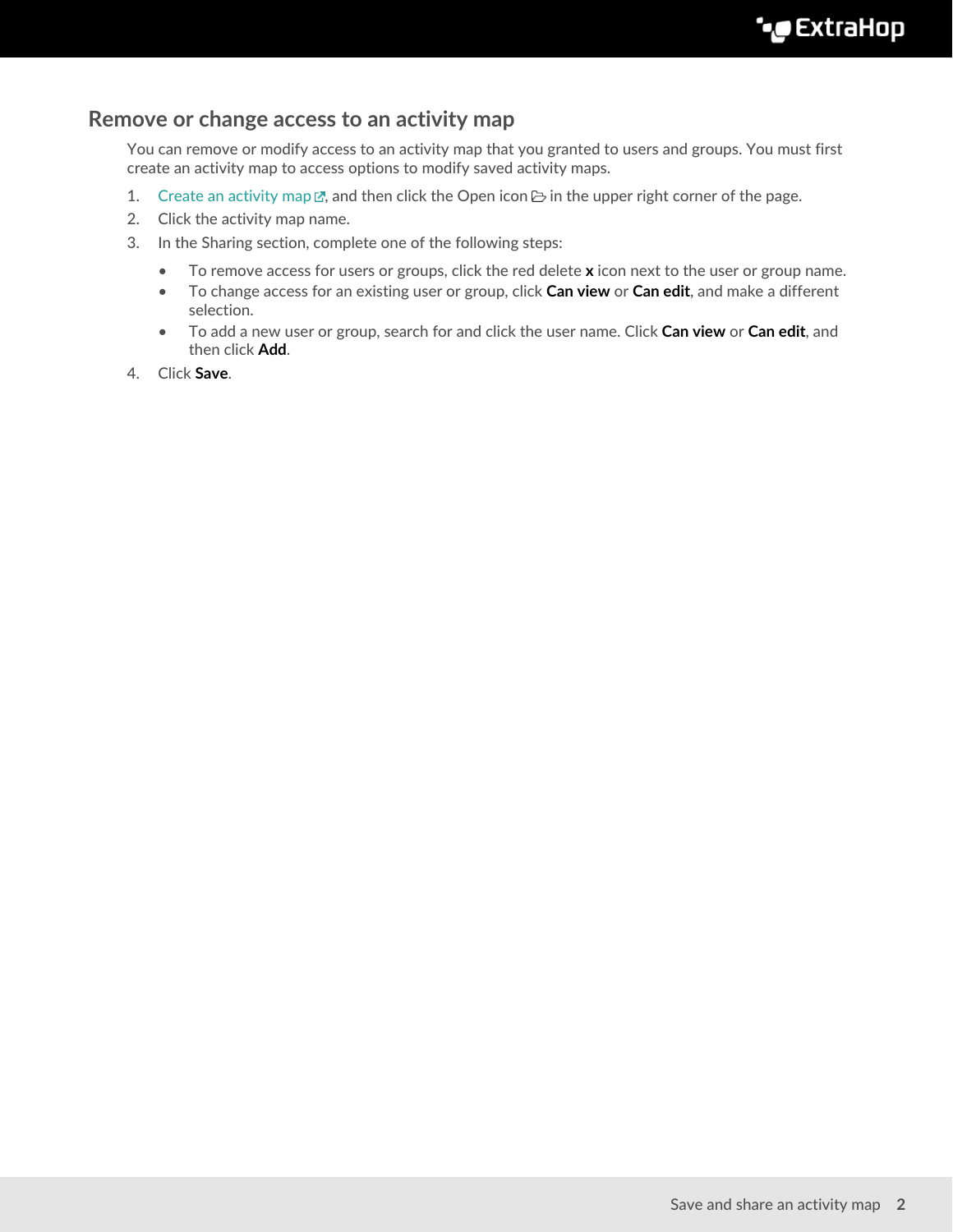## Remove or change access to an activity map

You can remove or modify access to an activity map that you granted to users and groups. You must first create an activity map to access options to modify saved activity maps.

1. Create an activity map, and then click the Open icon in the upper right corner of the page.
2. Click the activity map name.
3. In the Sharing section, complete one of the following steps:
   - To remove access for users or groups, click the red delete **x** icon next to the user or group name.
   - To change access for an existing user or group, click **Can view** or **Can edit**, and make a different selection.
   - To add a new user or group, search for and click the user name. Click **Can view** or **Can edit**, and then click **Add**.
4. Click **Save**.